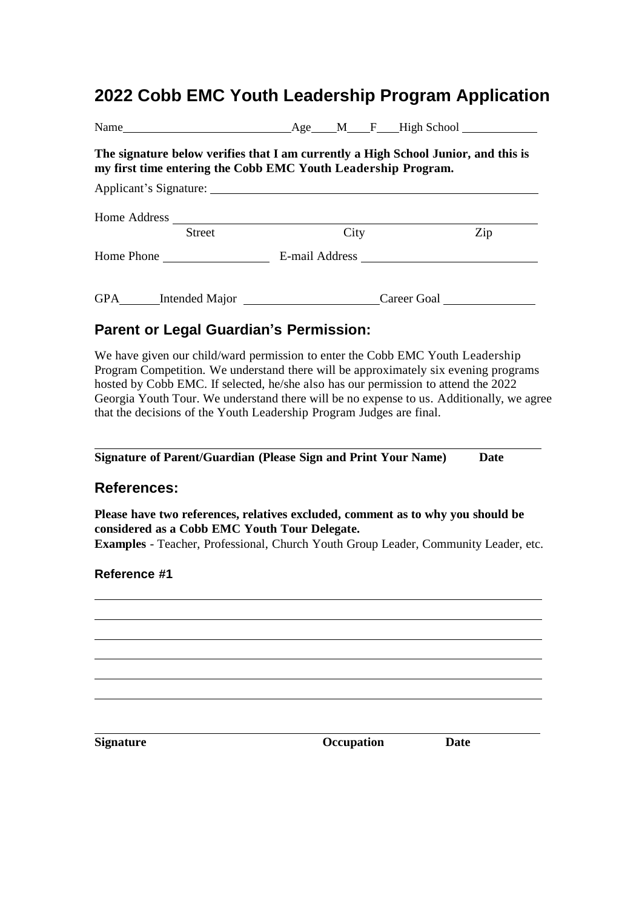# 2022 Cobb EMC Youth Leadership Program Application

Name\_\_\_\_\_\_\_\_\_\_\_\_\_\_\_\_\_\_\_\_\_\_\_\_\_\_\_\_ Age\_\_\_\_ M\_\_\_\_ F\_\_\_\_ High School \_\_\_\_\_\_\_\_\_\_\_\_

**The signature below verifies that I am currently a High School Junior, and this is my first time entering the Cobb EMC Youth Leadership Program.**

Applicant's Signature: \_\_\_\_\_\_\_\_\_\_\_\_\_\_\_\_\_\_\_\_\_\_\_\_\_\_\_\_\_\_\_\_\_\_\_\_\_\_\_\_\_\_\_\_\_\_\_\_\_\_

Home Address \_\_\_\_\_\_\_\_\_\_\_\_\_\_\_\_\_\_\_\_\_\_\_\_\_\_\_\_\_\_\_\_\_\_\_\_\_\_\_\_\_\_\_\_\_\_\_\_\_\_\_\_\_\_\_\_
Street City Zip

Home Phone \_\_\_\_\_\_\_\_\_\_\_\_\_\_\_\_\_\_ E-mail Address \_\_\_\_\_\_\_\_\_\_\_\_\_\_\_\_\_\_\_\_\_\_\_\_\_\_\_\_\_\_

GPA\_\_\_\_\_\_ Intended Major \_\_\_\_\_\_\_\_\_\_\_\_\_\_\_\_\_\_\_\_\_\_\_ Career Goal \_\_\_\_\_\_\_\_\_\_\_\_\_\_\_\_

## Parent or Legal Guardian's Permission:

We have given our child/ward permission to enter the Cobb EMC Youth Leadership Program Competition. We understand there will be approximately six evening programs hosted by Cobb EMC. If selected, he/she also has our permission to attend the 2022 Georgia Youth Tour. We understand there will be no expense to us. Additionally, we agree that the decisions of the Youth Leadership Program Judges are final.

\_\_\_\_\_\_\_\_\_\_\_\_\_\_\_\_\_\_\_\_\_\_\_\_\_\_\_\_\_\_\_\_\_\_\_\_\_\_\_\_\_\_\_\_\_\_\_\_\_\_\_\_\_\_\_\_\_\_\_\_\_\_\_\_\_\_\_\_\_\_\_\_
**Signature of Parent/Guardian (Please Sign and Print Your Name) Date**

## References:

**Please have two references, relatives excluded, comment as to why you should be considered as a Cobb EMC Youth Tour Delegate.**
**Examples** - Teacher, Professional, Church Youth Group Leader, Community Leader, etc.

### Reference #1

\_\_\_\_\_\_\_\_\_\_\_\_\_\_\_\_\_\_\_\_\_\_\_\_\_\_\_\_\_\_\_\_\_\_\_\_\_\_\_\_\_\_\_\_\_\_\_\_\_\_\_\_\_\_\_\_\_\_\_\_\_\_\_\_\_\_\_\_\_\_\_\_

\_\_\_\_\_\_\_\_\_\_\_\_\_\_\_\_\_\_\_\_\_\_\_\_\_\_\_\_\_\_\_\_\_\_\_\_\_\_\_\_\_\_\_\_\_\_\_\_\_\_\_\_\_\_\_\_\_\_\_\_\_\_\_\_\_\_\_\_\_\_\_\_

\_\_\_\_\_\_\_\_\_\_\_\_\_\_\_\_\_\_\_\_\_\_\_\_\_\_\_\_\_\_\_\_\_\_\_\_\_\_\_\_\_\_\_\_\_\_\_\_\_\_\_\_\_\_\_\_\_\_\_\_\_\_\_\_\_\_\_\_\_\_\_\_

\_\_\_\_\_\_\_\_\_\_\_\_\_\_\_\_\_\_\_\_\_\_\_\_\_\_\_\_\_\_\_\_\_\_\_\_\_\_\_\_\_\_\_\_\_\_\_\_\_\_\_\_\_\_\_\_\_\_\_\_\_\_\_\_\_\_\_\_\_\_\_\_

\_\_\_\_\_\_\_\_\_\_\_\_\_\_\_\_\_\_\_\_\_\_\_\_\_\_\_\_\_\_\_\_\_\_\_\_\_\_\_\_\_\_\_\_\_\_\_\_\_\_\_\_\_\_\_\_\_\_\_\_\_\_\_\_\_\_\_\_\_\_\_\_

\_\_\_\_\_\_\_\_\_\_\_\_\_\_\_\_\_\_\_\_\_\_\_\_\_\_\_\_\_\_\_\_\_\_\_\_\_\_\_\_\_\_\_\_\_\_\_\_\_\_\_\_\_\_\_\_\_\_\_\_\_\_\_\_\_\_\_\_\_\_\_\_

\_\_\_\_\_\_\_\_\_\_\_\_\_\_\_\_\_\_\_\_\_\_\_\_\_\_\_\_\_\_\_\_\_\_\_\_\_\_\_\_\_\_\_\_\_\_\_\_\_\_\_\_\_\_\_\_\_\_\_\_\_\_\_\_\_\_\_\_\_\_\_\_
**Signature Occupation Date**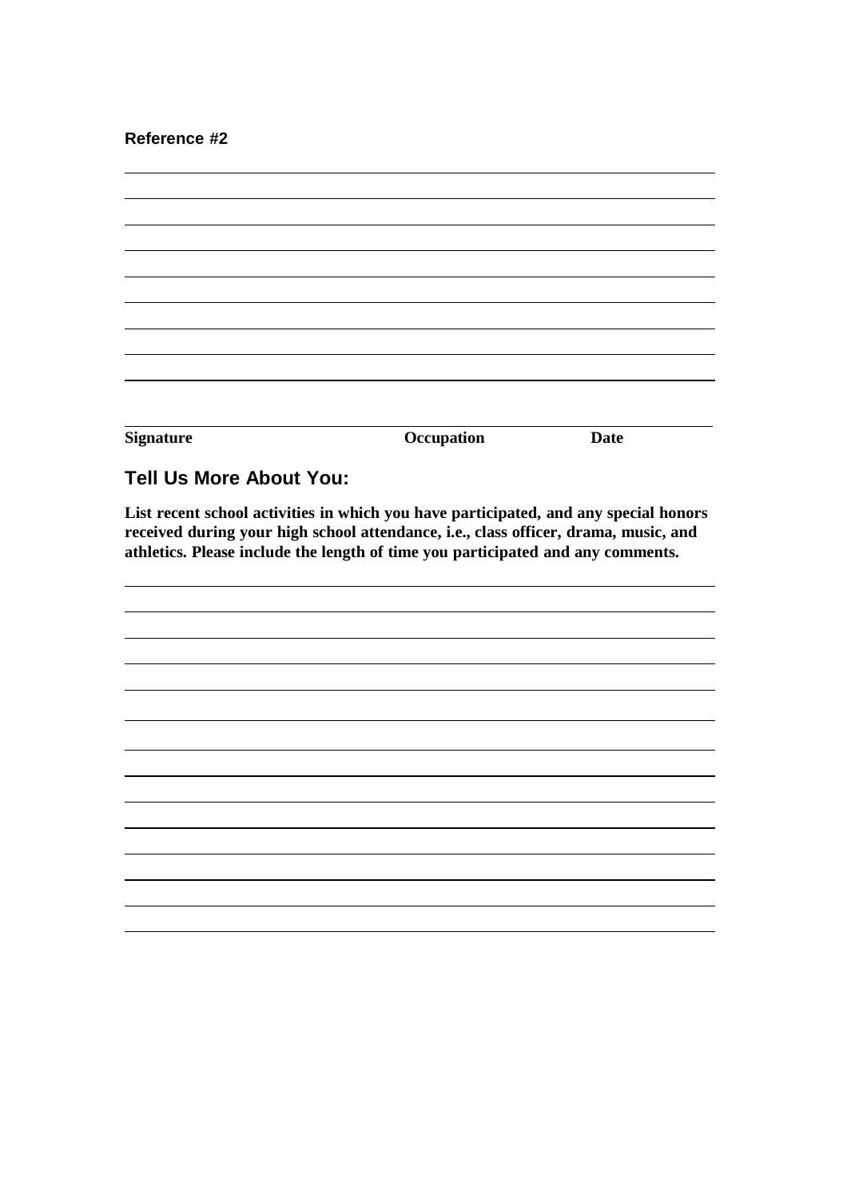**Reference #2**

| Signature | Occupation | Date |
|---|---|---|

## Tell Us More About You:

**List recent school activities in which you have participated, and any special honors received during your high school attendance, i.e., class officer, drama, music, and athletics. Please include the length of time you participated and any comments.**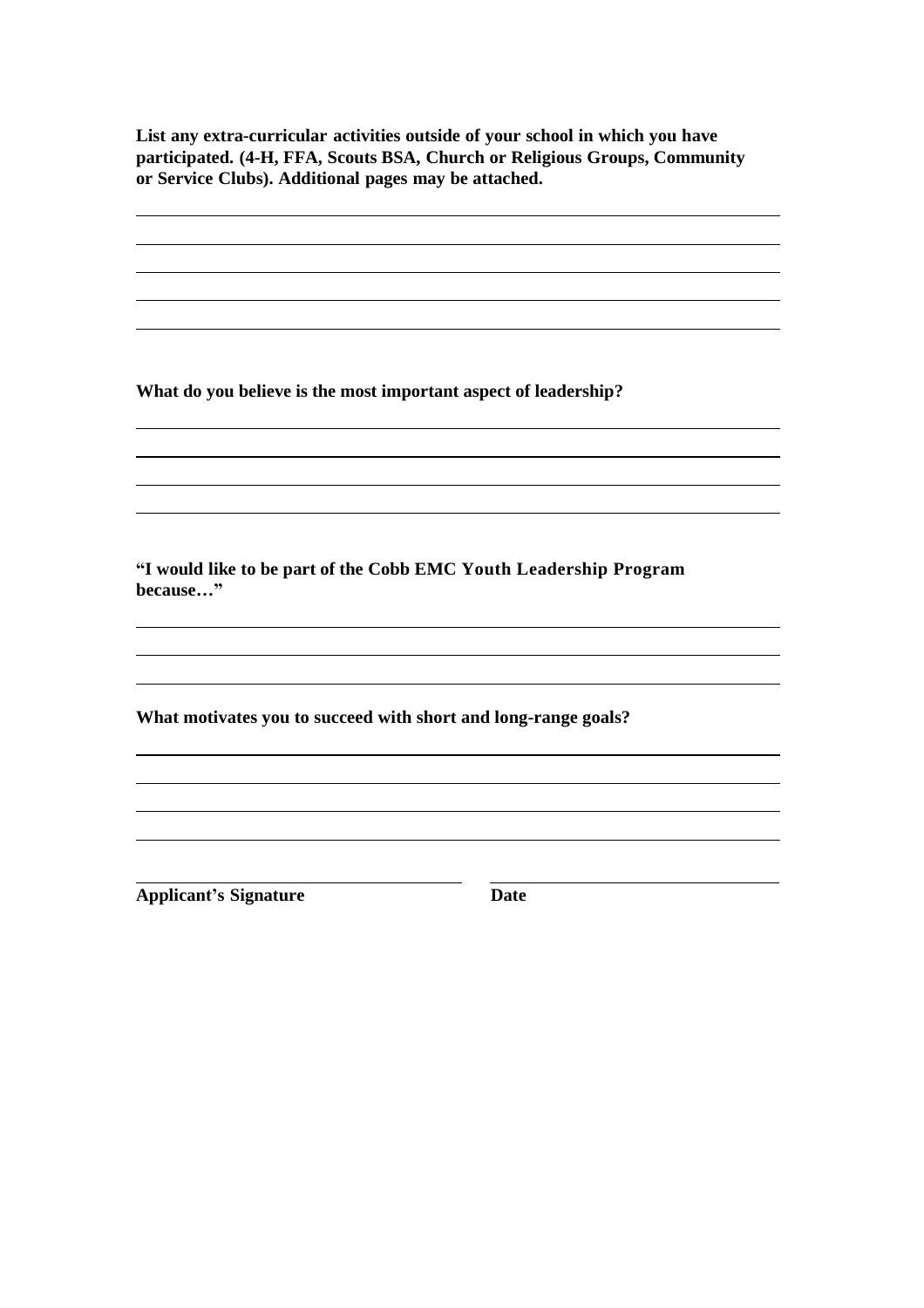**List any extra-curricular activities outside of your school in which you have participated. (4-H, FFA, Scouts BSA, Church or Religious Groups, Community or Service Clubs). Additional pages may be attached.**

**What do you believe is the most important aspect of leadership?**

**"I would like to be part of the Cobb EMC Youth Leadership Program because…"**

**What motivates you to succeed with short and long-range goals?**

**Applicant's Signature** **Date**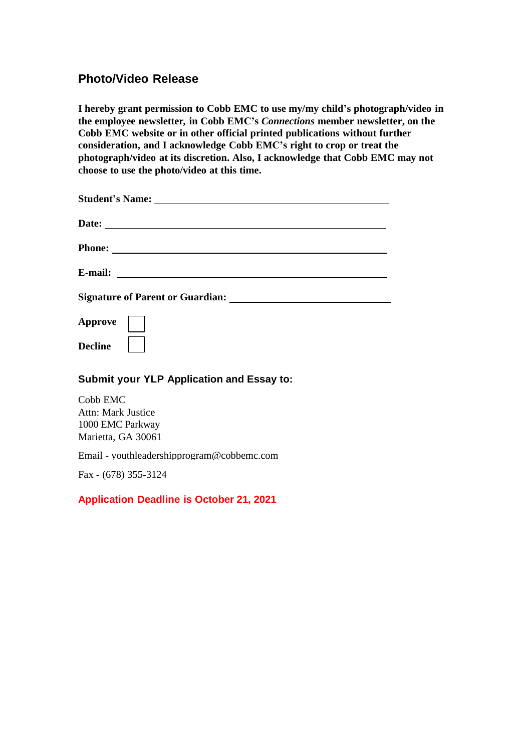## Photo/Video Release

**I hereby grant permission to Cobb EMC to use my/my child's photograph/video in the employee newsletter, in Cobb EMC's *Connections* member newsletter, on the Cobb EMC website or in other official printed publications without further consideration, and I acknowledge Cobb EMC's right to crop or treat the photograph/video at its discretion. Also, I acknowledge that Cobb EMC may not choose to use the photo/video at this time.**

**Student's Name:** ____________________________________________

**Date:** ____________________________________________

**Phone:** ____________________________________________

**E-mail:** ____________________________________________

**Signature of Parent or Guardian:** ______________________________

**Approve** ☐

**Decline** ☐

### Submit your YLP Application and Essay to:

Cobb EMC
Attn: Mark Justice
1000 EMC Parkway
Marietta, GA 30061

Email - youthleadershipprogram@cobbemc.com

Fax - (678) 355-3124

**Application Deadline is October 21, 2021**